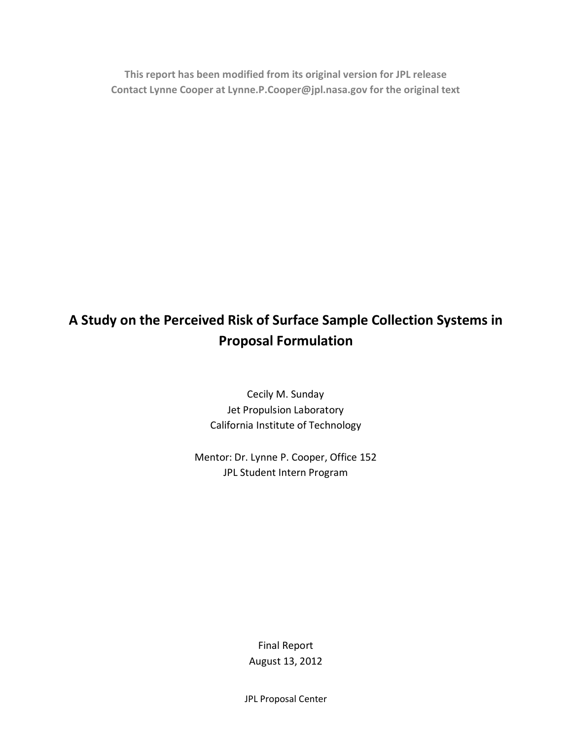**This report has been modified from its original version for JPL release**
**Contact Lynne Cooper at Lynne.P.Cooper@jpl.nasa.gov for the original text**

# A Study on the Perceived Risk of Surface Sample Collection Systems in Proposal Formulation

Cecily M. Sunday
Jet Propulsion Laboratory
California Institute of Technology

Mentor: Dr. Lynne P. Cooper, Office 152
JPL Student Intern Program

Final Report
August 13, 2012

JPL Proposal Center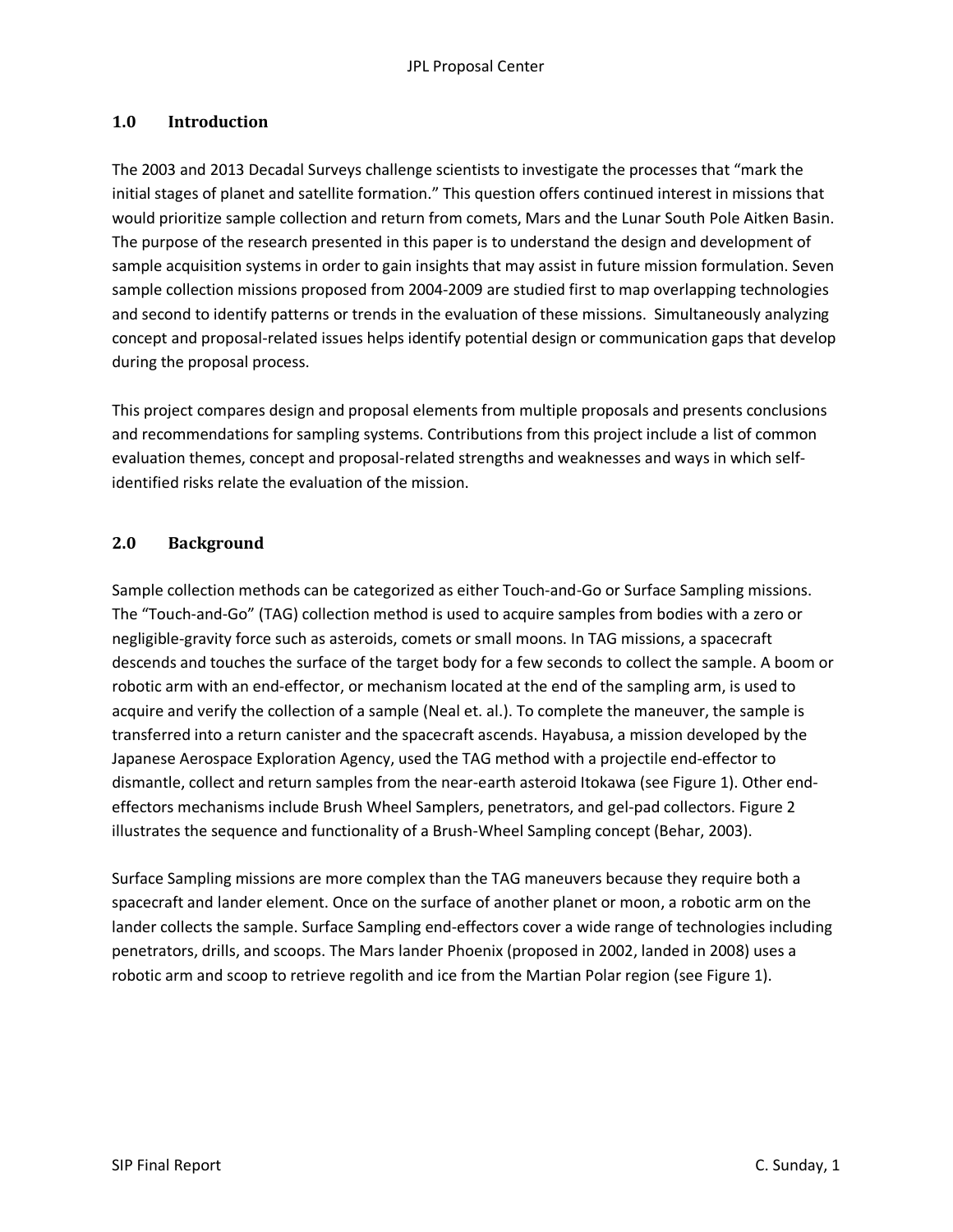## 1.0 Introduction

The 2003 and 2013 Decadal Surveys challenge scientists to investigate the processes that "mark the initial stages of planet and satellite formation." This question offers continued interest in missions that would prioritize sample collection and return from comets, Mars and the Lunar South Pole Aitken Basin. The purpose of the research presented in this paper is to understand the design and development of sample acquisition systems in order to gain insights that may assist in future mission formulation. Seven sample collection missions proposed from 2004-2009 are studied first to map overlapping technologies and second to identify patterns or trends in the evaluation of these missions. Simultaneously analyzing concept and proposal-related issues helps identify potential design or communication gaps that develop during the proposal process.

This project compares design and proposal elements from multiple proposals and presents conclusions and recommendations for sampling systems. Contributions from this project include a list of common evaluation themes, concept and proposal-related strengths and weaknesses and ways in which self-identified risks relate the evaluation of the mission.

## 2.0 Background

Sample collection methods can be categorized as either Touch-and-Go or Surface Sampling missions. The "Touch-and-Go" (TAG) collection method is used to acquire samples from bodies with a zero or negligible-gravity force such as asteroids, comets or small moons. In TAG missions, a spacecraft descends and touches the surface of the target body for a few seconds to collect the sample. A boom or robotic arm with an end-effector, or mechanism located at the end of the sampling arm, is used to acquire and verify the collection of a sample (Neal et. al.). To complete the maneuver, the sample is transferred into a return canister and the spacecraft ascends. Hayabusa, a mission developed by the Japanese Aerospace Exploration Agency, used the TAG method with a projectile end-effector to dismantle, collect and return samples from the near-earth asteroid Itokawa (see Figure 1). Other end-effectors mechanisms include Brush Wheel Samplers, penetrators, and gel-pad collectors. Figure 2 illustrates the sequence and functionality of a Brush-Wheel Sampling concept (Behar, 2003).

Surface Sampling missions are more complex than the TAG maneuvers because they require both a spacecraft and lander element. Once on the surface of another planet or moon, a robotic arm on the lander collects the sample. Surface Sampling end-effectors cover a wide range of technologies including penetrators, drills, and scoops. The Mars lander Phoenix (proposed in 2002, landed in 2008) uses a robotic arm and scoop to retrieve regolith and ice from the Martian Polar region (see Figure 1).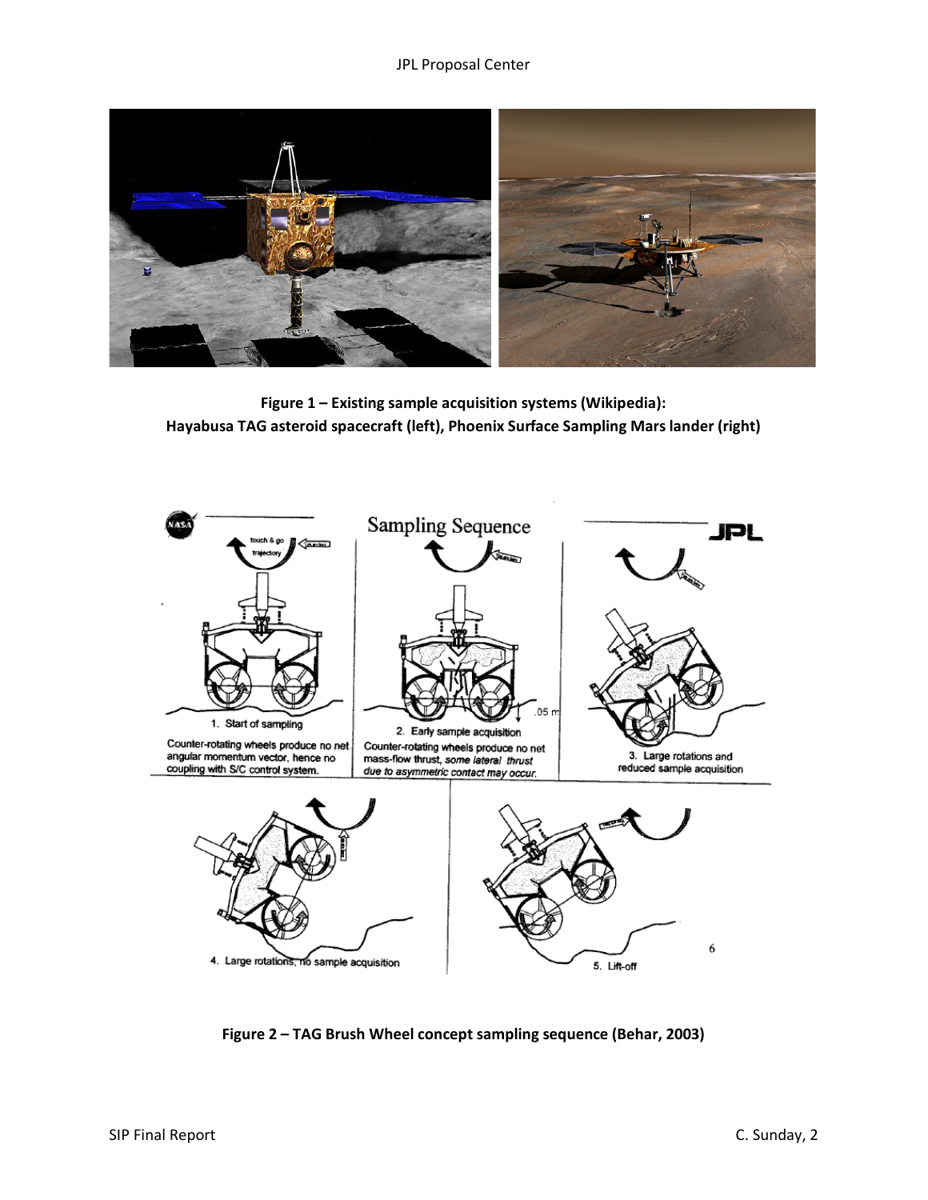**Figure 1 – Existing sample acquisition systems (Wikipedia): Hayabusa TAG asteroid spacecraft (left), Phoenix Surface Sampling Mars lander (right)**

**Figure 2 – TAG Brush Wheel concept sampling sequence (Behar, 2003)**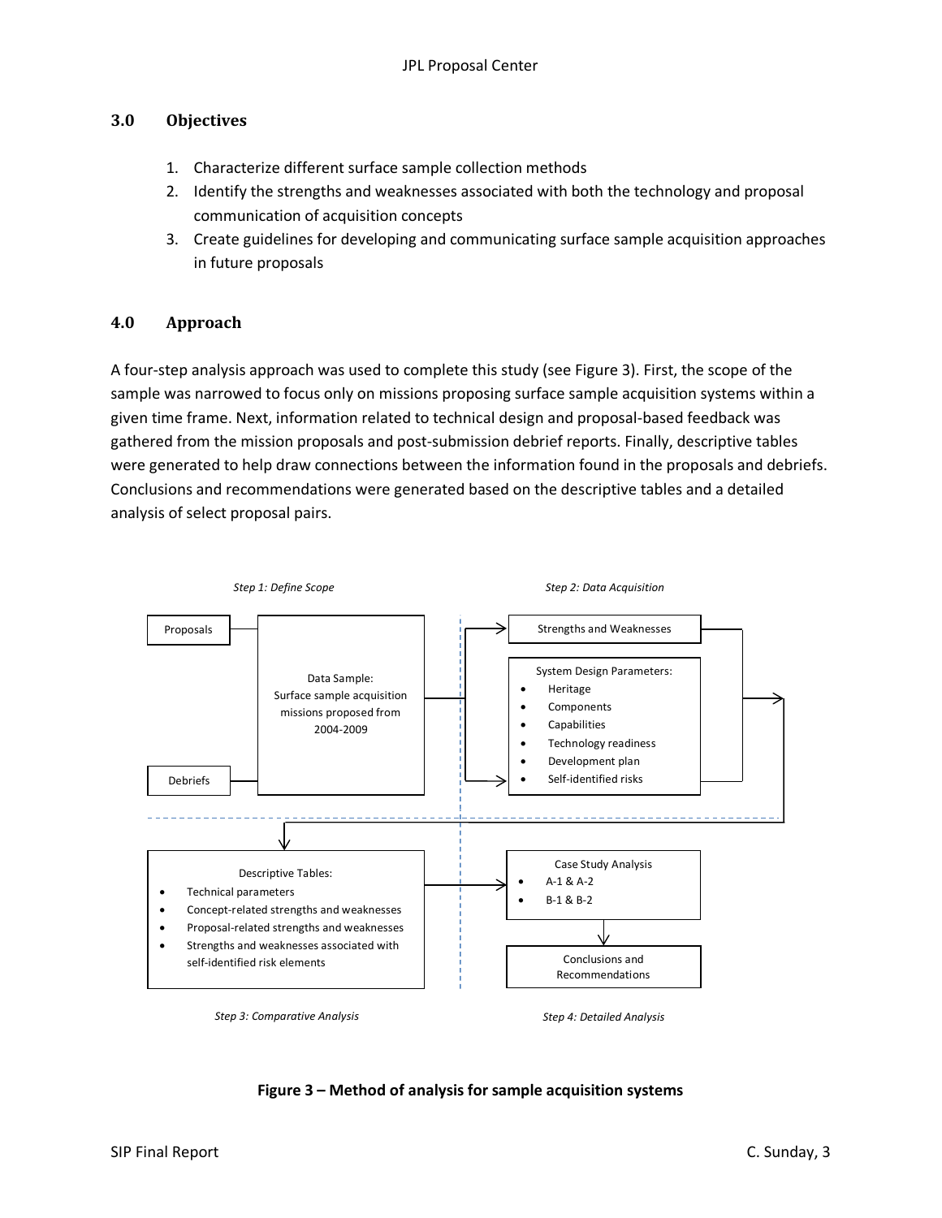## 3.0 Objectives

1. Characterize different surface sample collection methods
2. Identify the strengths and weaknesses associated with both the technology and proposal communication of acquisition concepts
3. Create guidelines for developing and communicating surface sample acquisition approaches in future proposals

## 4.0 Approach

A four-step analysis approach was used to complete this study (see Figure 3). First, the scope of the sample was narrowed to focus only on missions proposing surface sample acquisition systems within a given time frame. Next, information related to technical design and proposal-based feedback was gathered from the mission proposals and post-submission debrief reports. Finally, descriptive tables were generated to help draw connections between the information found in the proposals and debriefs. Conclusions and recommendations were generated based on the descriptive tables and a detailed analysis of select proposal pairs.

*Step 1: Define Scope*

- Proposals
- Debriefs
- Data Sample: Surface sample acquisition missions proposed from 2004-2009

*Step 2: Data Acquisition*

- Strengths and Weaknesses
- System Design Parameters:
  - Heritage
  - Components
  - Capabilities
  - Technology readiness
  - Development plan
  - Self-identified risks

*Step 3: Comparative Analysis*

- Descriptive Tables:
  - Technical parameters
  - Concept-related strengths and weaknesses
  - Proposal-related strengths and weaknesses
  - Strengths and weaknesses associated with self-identified risk elements

*Step 4: Detailed Analysis*

- Case Study Analysis
  - A-1 & A-2
  - B-1 & B-2
- Conclusions and Recommendations

**Figure 3 – Method of analysis for sample acquisition systems**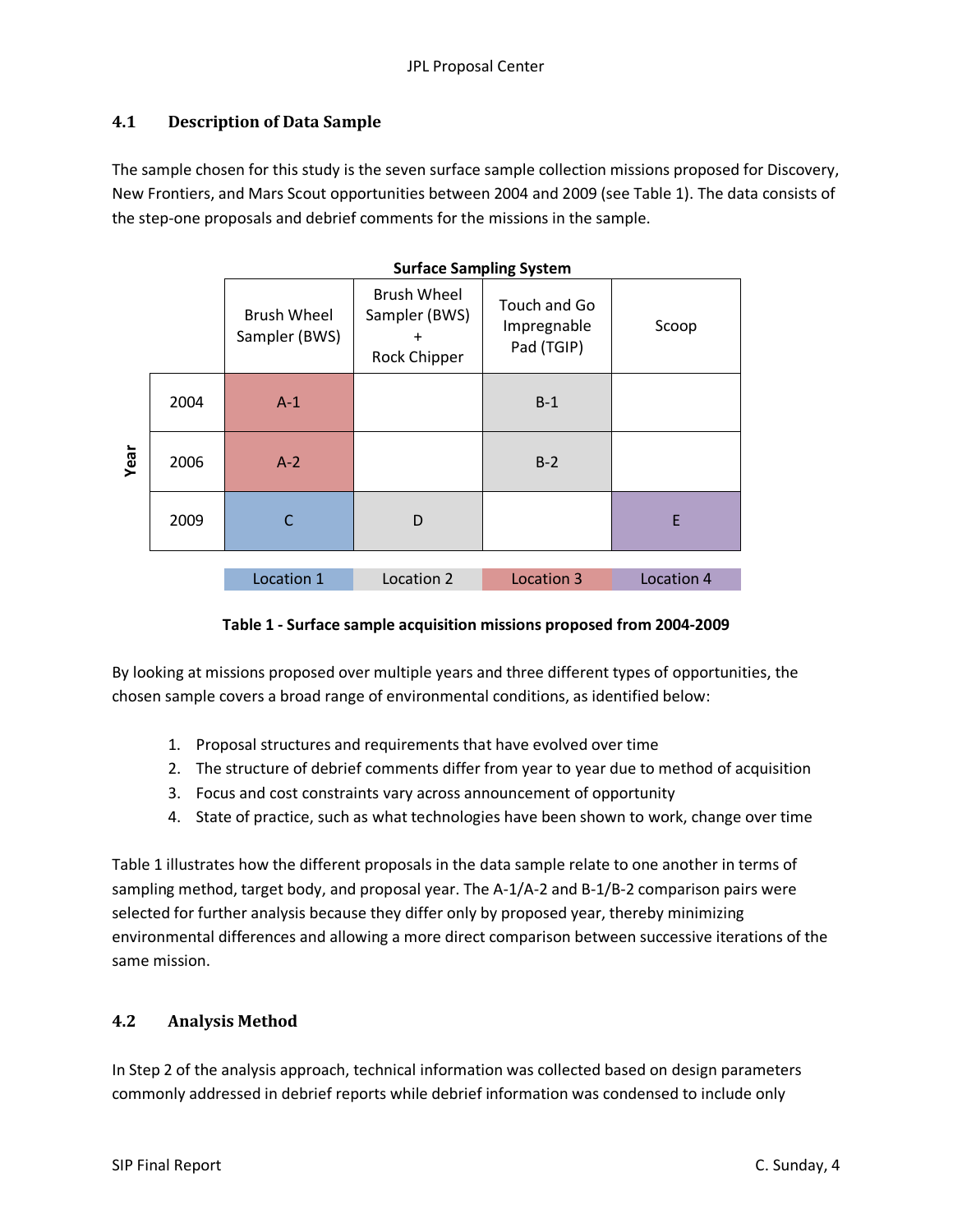## 4.1 Description of Data Sample

The sample chosen for this study is the seven surface sample collection missions proposed for Discovery, New Frontiers, and Mars Scout opportunities between 2004 and 2009 (see Table 1). The data consists of the step-one proposals and debrief comments for the missions in the sample.

| Year | Brush Wheel Sampler (BWS) | Brush Wheel Sampler (BWS) + Rock Chipper | Touch and Go Impregnable Pad (TGIP) | Scoop |
|---|---|---|---|---|
| 2004 | A-1 | | B-1 | |
| 2006 | A-2 | | B-2 | |
| 2009 | C | D | | E |

Surface Sampling System

Location 1 (C) | Location 2 (B-1, B-2, D) | Location 3 (A-1, A-2) | Location 4 (E)

**Table 1 - Surface sample acquisition missions proposed from 2004-2009**

By looking at missions proposed over multiple years and three different types of opportunities, the chosen sample covers a broad range of environmental conditions, as identified below:

1. Proposal structures and requirements that have evolved over time
2. The structure of debrief comments differ from year to year due to method of acquisition
3. Focus and cost constraints vary across announcement of opportunity
4. State of practice, such as what technologies have been shown to work, change over time

Table 1 illustrates how the different proposals in the data sample relate to one another in terms of sampling method, target body, and proposal year. The A-1/A-2 and B-1/B-2 comparison pairs were selected for further analysis because they differ only by proposed year, thereby minimizing environmental differences and allowing a more direct comparison between successive iterations of the same mission.

## 4.2 Analysis Method

In Step 2 of the analysis approach, technical information was collected based on design parameters commonly addressed in debrief reports while debrief information was condensed to include only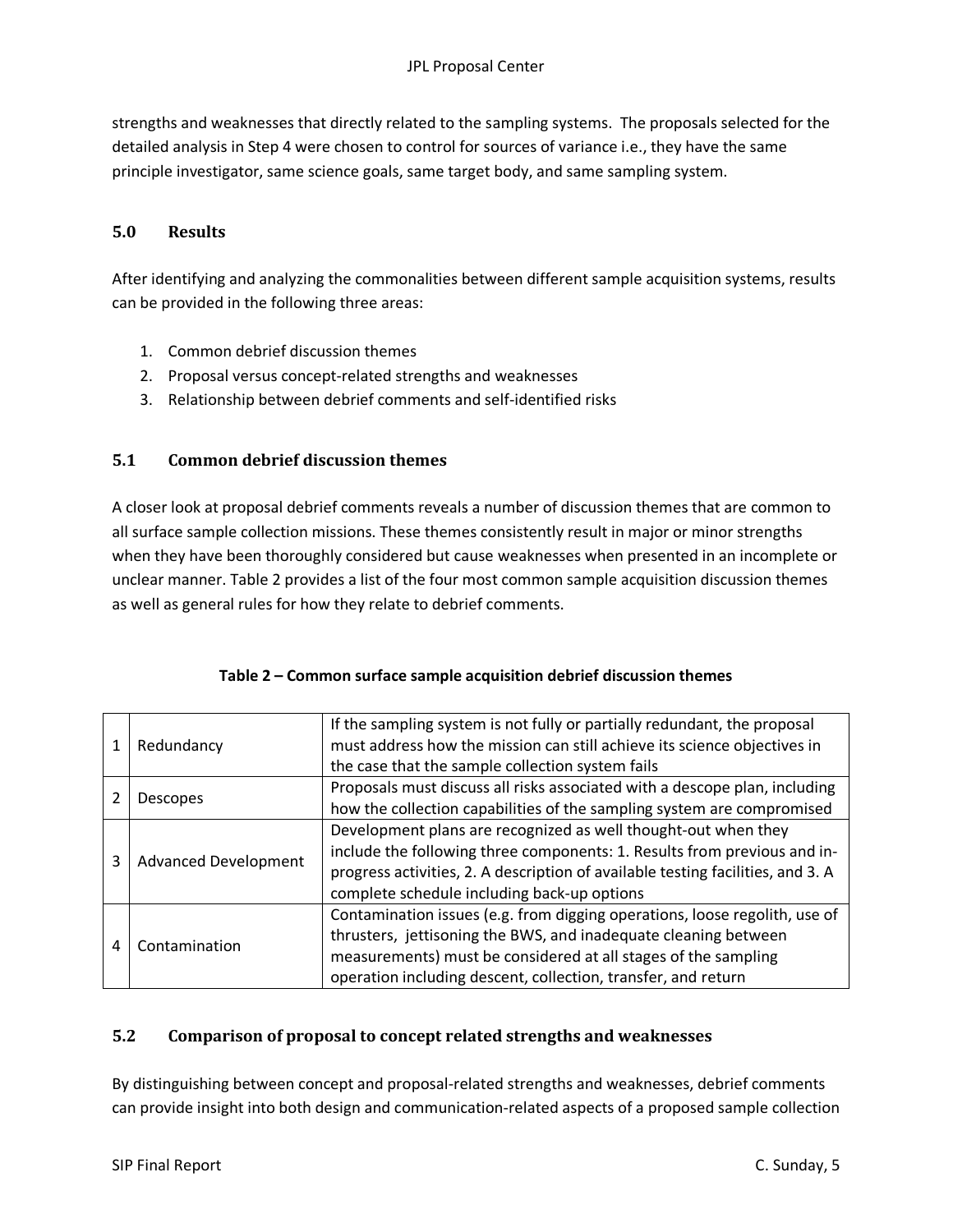strengths and weaknesses that directly related to the sampling systems. The proposals selected for the detailed analysis in Step 4 were chosen to control for sources of variance i.e., they have the same principle investigator, same science goals, same target body, and same sampling system.

## 5.0 Results

After identifying and analyzing the commonalities between different sample acquisition systems, results can be provided in the following three areas:

1. Common debrief discussion themes
2. Proposal versus concept-related strengths and weaknesses
3. Relationship between debrief comments and self-identified risks

### 5.1 Common debrief discussion themes

A closer look at proposal debrief comments reveals a number of discussion themes that are common to all surface sample collection missions. These themes consistently result in major or minor strengths when they have been thoroughly considered but cause weaknesses when presented in an incomplete or unclear manner. Table 2 provides a list of the four most common sample acquisition discussion themes as well as general rules for how they relate to debrief comments.

**Table 2 – Common surface sample acquisition debrief discussion themes**

| | | |
|---|---|---|
| 1 | Redundancy | If the sampling system is not fully or partially redundant, the proposal must address how the mission can still achieve its science objectives in the case that the sample collection system fails |
| 2 | Descopes | Proposals must discuss all risks associated with a descope plan, including how the collection capabilities of the sampling system are compromised |
| 3 | Advanced Development | Development plans are recognized as well thought-out when they include the following three components: 1. Results from previous and in-progress activities, 2. A description of available testing facilities, and 3. A complete schedule including back-up options |
| 4 | Contamination | Contamination issues (e.g. from digging operations, loose regolith, use of thrusters, jettisoning the BWS, and inadequate cleaning between measurements) must be considered at all stages of the sampling operation including descent, collection, transfer, and return |

### 5.2 Comparison of proposal to concept related strengths and weaknesses

By distinguishing between concept and proposal-related strengths and weaknesses, debrief comments can provide insight into both design and communication-related aspects of a proposed sample collection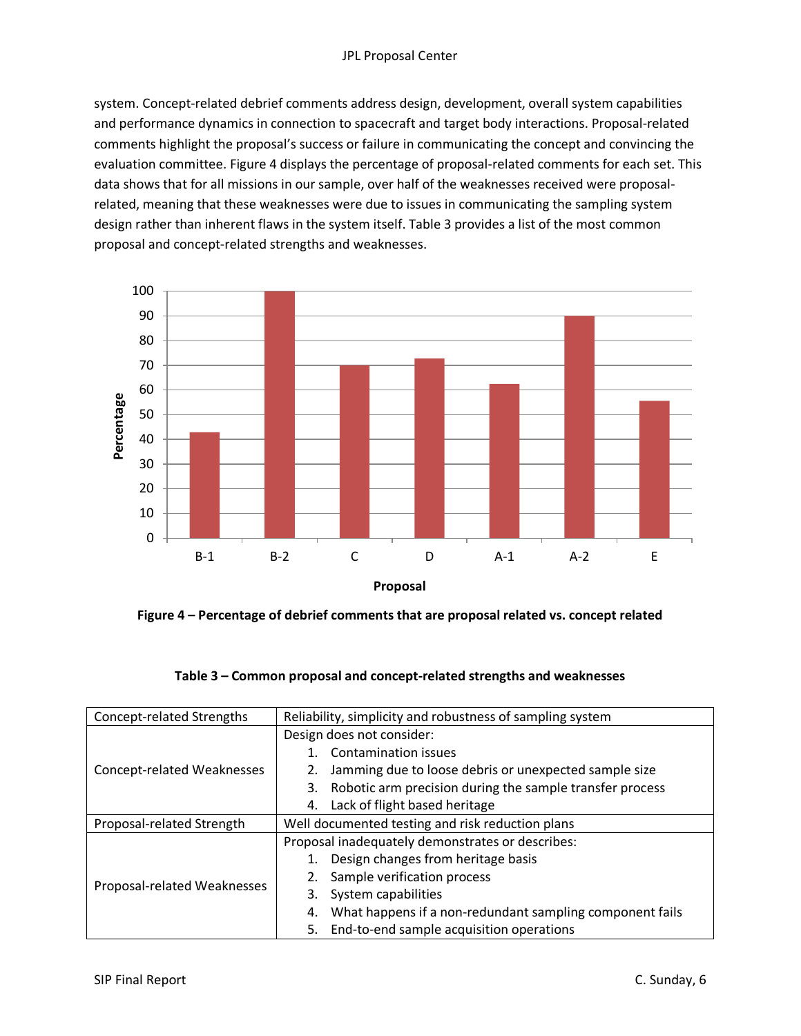system. Concept-related debrief comments address design, development, overall system capabilities and performance dynamics in connection to spacecraft and target body interactions. Proposal-related comments highlight the proposal's success or failure in communicating the concept and convincing the evaluation committee. Figure 4 displays the percentage of proposal-related comments for each set. This data shows that for all missions in our sample, over half of the weaknesses received were proposal-related, meaning that these weaknesses were due to issues in communicating the sampling system design rather than inherent flaws in the system itself. Table 3 provides a list of the most common proposal and concept-related strengths and weaknesses.

**Figure 4 – Percentage of debrief comments that are proposal related vs. concept related**

**Table 3 – Common proposal and concept-related strengths and weaknesses**

| | |
|---|---|
| Concept-related Strengths | Reliability, simplicity and robustness of sampling system |
| Concept-related Weaknesses | Design does not consider:<br>1. Contamination issues<br>2. Jamming due to loose debris or unexpected sample size<br>3. Robotic arm precision during the sample transfer process<br>4. Lack of flight based heritage |
| Proposal-related Strength | Well documented testing and risk reduction plans |
| Proposal-related Weaknesses | Proposal inadequately demonstrates or describes:<br>1. Design changes from heritage basis<br>2. Sample verification process<br>3. System capabilities<br>4. What happens if a non-redundant sampling component fails<br>5. End-to-end sample acquisition operations |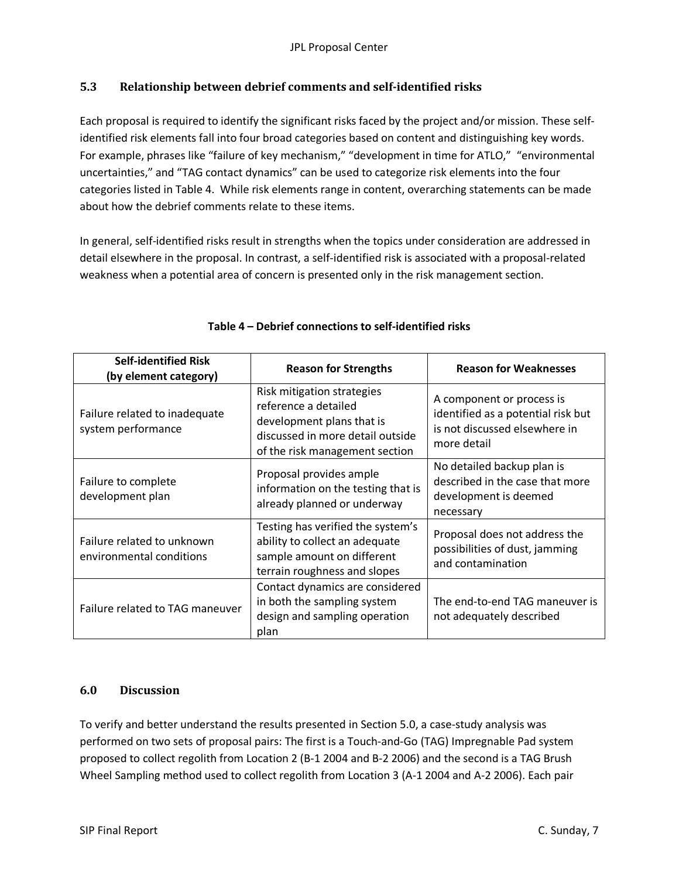### 5.3 Relationship between debrief comments and self-identified risks

Each proposal is required to identify the significant risks faced by the project and/or mission. These self-identified risk elements fall into four broad categories based on content and distinguishing key words. For example, phrases like "failure of key mechanism," "development in time for ATLO," "environmental uncertainties," and "TAG contact dynamics" can be used to categorize risk elements into the four categories listed in Table 4. While risk elements range in content, overarching statements can be made about how the debrief comments relate to these items.

In general, self-identified risks result in strengths when the topics under consideration are addressed in detail elsewhere in the proposal. In contrast, a self-identified risk is associated with a proposal-related weakness when a potential area of concern is presented only in the risk management section.

**Table 4 – Debrief connections to self-identified risks**

| Self-identified Risk (by element category) | Reason for Strengths | Reason for Weaknesses |
|---|---|---|
| Failure related to inadequate system performance | Risk mitigation strategies reference a detailed development plans that is discussed in more detail outside of the risk management section | A component or process is identified as a potential risk but is not discussed elsewhere in more detail |
| Failure to complete development plan | Proposal provides ample information on the testing that is already planned or underway | No detailed backup plan is described in the case that more development is deemed necessary |
| Failure related to unknown environmental conditions | Testing has verified the system's ability to collect an adequate sample amount on different terrain roughness and slopes | Proposal does not address the possibilities of dust, jamming and contamination |
| Failure related to TAG maneuver | Contact dynamics are considered in both the sampling system design and sampling operation plan | The end-to-end TAG maneuver is not adequately described |

### 6.0 Discussion

To verify and better understand the results presented in Section 5.0, a case-study analysis was performed on two sets of proposal pairs: The first is a Touch-and-Go (TAG) Impregnable Pad system proposed to collect regolith from Location 2 (B-1 2004 and B-2 2006) and the second is a TAG Brush Wheel Sampling method used to collect regolith from Location 3 (A-1 2004 and A-2 2006). Each pair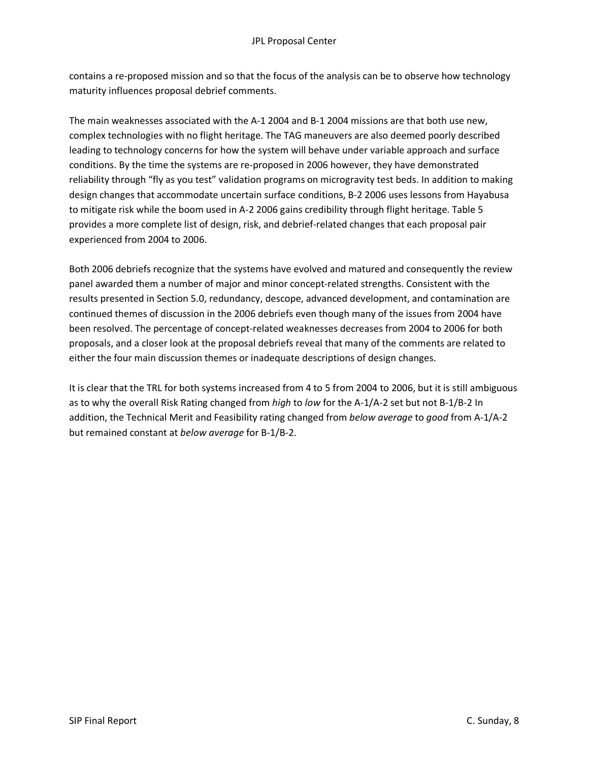contains a re-proposed mission and so that the focus of the analysis can be to observe how technology maturity influences proposal debrief comments.

The main weaknesses associated with the A-1 2004 and B-1 2004 missions are that both use new, complex technologies with no flight heritage. The TAG maneuvers are also deemed poorly described leading to technology concerns for how the system will behave under variable approach and surface conditions. By the time the systems are re-proposed in 2006 however, they have demonstrated reliability through "fly as you test" validation programs on microgravity test beds. In addition to making design changes that accommodate uncertain surface conditions, B-2 2006 uses lessons from Hayabusa to mitigate risk while the boom used in A-2 2006 gains credibility through flight heritage. Table 5 provides a more complete list of design, risk, and debrief-related changes that each proposal pair experienced from 2004 to 2006.

Both 2006 debriefs recognize that the systems have evolved and matured and consequently the review panel awarded them a number of major and minor concept-related strengths. Consistent with the results presented in Section 5.0, redundancy, descope, advanced development, and contamination are continued themes of discussion in the 2006 debriefs even though many of the issues from 2004 have been resolved. The percentage of concept-related weaknesses decreases from 2004 to 2006 for both proposals, and a closer look at the proposal debriefs reveal that many of the comments are related to either the four main discussion themes or inadequate descriptions of design changes.

It is clear that the TRL for both systems increased from 4 to 5 from 2004 to 2006, but it is still ambiguous as to why the overall Risk Rating changed from *high* to *low* for the A-1/A-2 set but not B-1/B-2 In addition, the Technical Merit and Feasibility rating changed from *below average* to *good* from A-1/A-2 but remained constant at *below average* for B-1/B-2.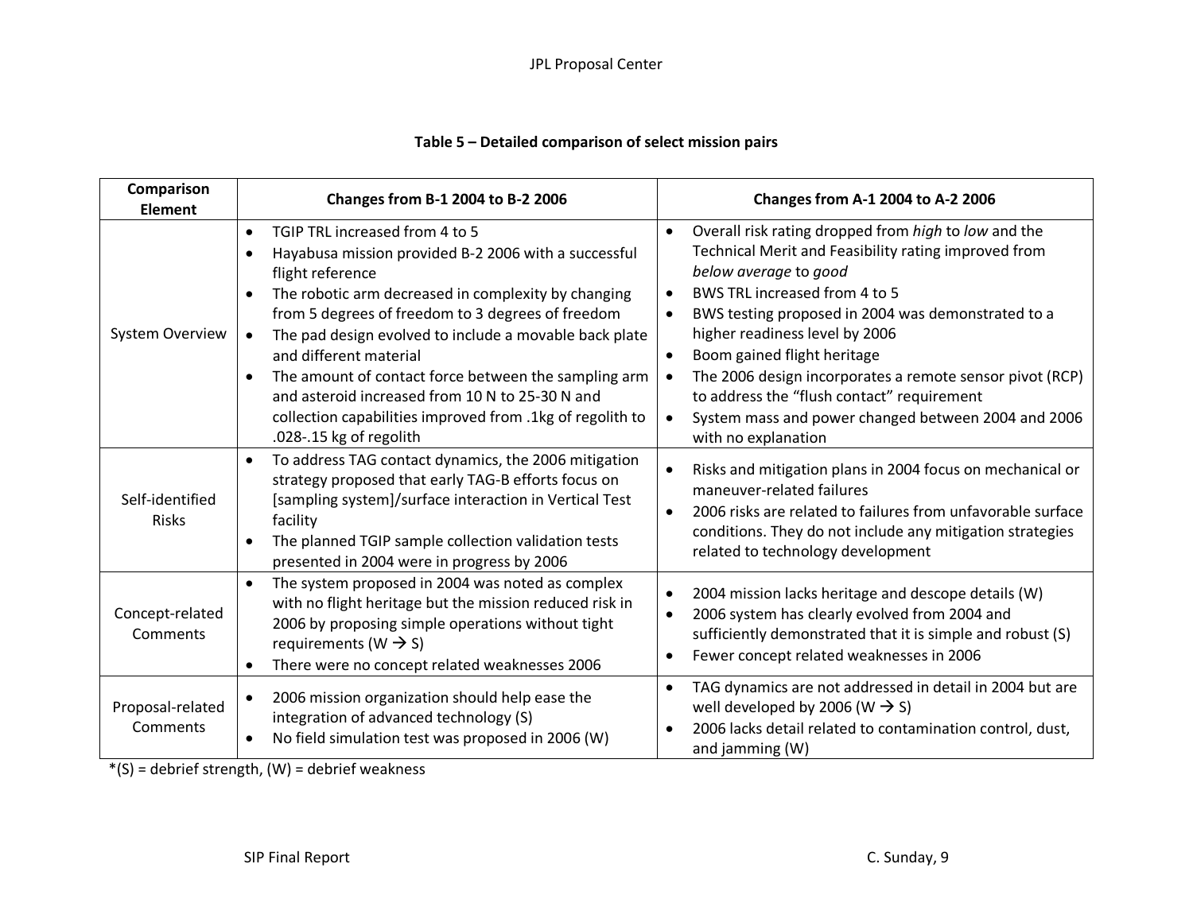**Table 5 – Detailed comparison of select mission pairs**

| Comparison Element | Changes from B-1 2004 to B-2 2006 | Changes from A-1 2004 to A-2 2006 |
|---|---|---|
| System Overview | • TGIP TRL increased from 4 to 5<br>• Hayabusa mission provided B-2 2006 with a successful flight reference<br>• The robotic arm decreased in complexity by changing from 5 degrees of freedom to 3 degrees of freedom<br>• The pad design evolved to include a movable back plate and different material<br>• The amount of contact force between the sampling arm and asteroid increased from 10 N to 25-30 N and collection capabilities improved from .1kg of regolith to .028-.15 kg of regolith | • Overall risk rating dropped from *high* to *low* and the Technical Merit and Feasibility rating improved from *below average* to *good*<br>• BWS TRL increased from 4 to 5<br>• BWS testing proposed in 2004 was demonstrated to a higher readiness level by 2006<br>• Boom gained flight heritage<br>• The 2006 design incorporates a remote sensor pivot (RCP) to address the "flush contact" requirement<br>• System mass and power changed between 2004 and 2006 with no explanation |
| Self-identified Risks | • To address TAG contact dynamics, the 2006 mitigation strategy proposed that early TAG-B efforts focus on [sampling system]/surface interaction in Vertical Test facility<br>• The planned TGIP sample collection validation tests presented in 2004 were in progress by 2006 | • Risks and mitigation plans in 2004 focus on mechanical or maneuver-related failures<br>• 2006 risks are related to failures from unfavorable surface conditions. They do not include any mitigation strategies related to technology development |
| Concept-related Comments | • The system proposed in 2004 was noted as complex with no flight heritage but the mission reduced risk in 2006 by proposing simple operations without tight requirements (W → S)<br>• There were no concept related weaknesses 2006 | • 2004 mission lacks heritage and descope details (W)<br>• 2006 system has clearly evolved from 2004 and sufficiently demonstrated that it is simple and robust (S)<br>• Fewer concept related weaknesses in 2006 |
| Proposal-related Comments | • 2006 mission organization should help ease the integration of advanced technology (S)<br>• No field simulation test was proposed in 2006 (W) | • TAG dynamics are not addressed in detail in 2004 but are well developed by 2006 (W → S)<br>• 2006 lacks detail related to contamination control, dust, and jamming (W) |

*(S) = debrief strength, (W) = debrief weakness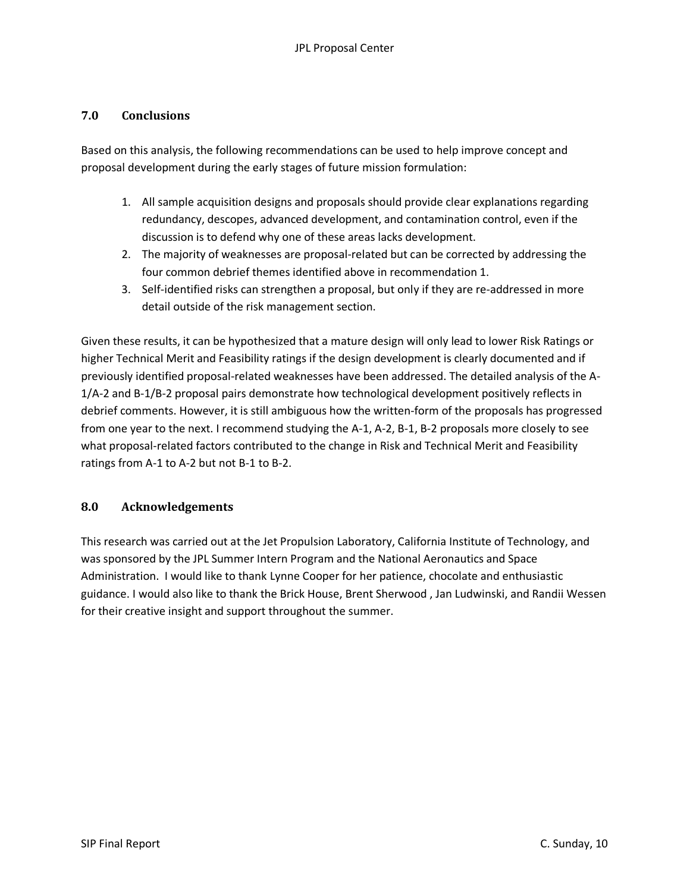## 7.0 Conclusions

Based on this analysis, the following recommendations can be used to help improve concept and proposal development during the early stages of future mission formulation:

1. All sample acquisition designs and proposals should provide clear explanations regarding redundancy, descopes, advanced development, and contamination control, even if the discussion is to defend why one of these areas lacks development.
2. The majority of weaknesses are proposal-related but can be corrected by addressing the four common debrief themes identified above in recommendation 1.
3. Self-identified risks can strengthen a proposal, but only if they are re-addressed in more detail outside of the risk management section.

Given these results, it can be hypothesized that a mature design will only lead to lower Risk Ratings or higher Technical Merit and Feasibility ratings if the design development is clearly documented and if previously identified proposal-related weaknesses have been addressed. The detailed analysis of the A-1/A-2 and B-1/B-2 proposal pairs demonstrate how technological development positively reflects in debrief comments. However, it is still ambiguous how the written-form of the proposals has progressed from one year to the next. I recommend studying the A-1, A-2, B-1, B-2 proposals more closely to see what proposal-related factors contributed to the change in Risk and Technical Merit and Feasibility ratings from A-1 to A-2 but not B-1 to B-2.

## 8.0 Acknowledgements

This research was carried out at the Jet Propulsion Laboratory, California Institute of Technology, and was sponsored by the JPL Summer Intern Program and the National Aeronautics and Space Administration. I would like to thank Lynne Cooper for her patience, chocolate and enthusiastic guidance. I would also like to thank the Brick House, Brent Sherwood , Jan Ludwinski, and Randii Wessen for their creative insight and support throughout the summer.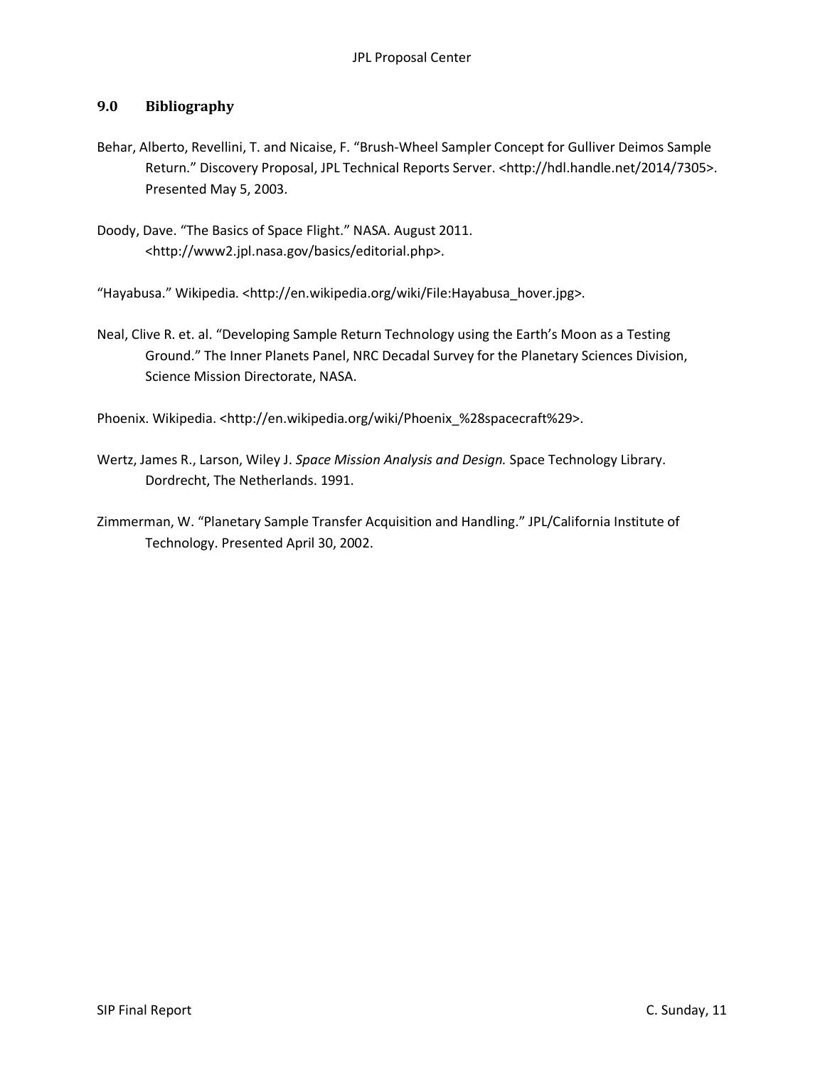## 9.0 Bibliography

Behar, Alberto, Revellini, T. and Nicaise, F. "Brush-Wheel Sampler Concept for Gulliver Deimos Sample Return." Discovery Proposal, JPL Technical Reports Server. <http://hdl.handle.net/2014/7305>. Presented May 5, 2003.

Doody, Dave. "The Basics of Space Flight." NASA. August 2011. <http://www2.jpl.nasa.gov/basics/editorial.php>.

"Hayabusa." Wikipedia. <http://en.wikipedia.org/wiki/File:Hayabusa_hover.jpg>.

Neal, Clive R. et. al. "Developing Sample Return Technology using the Earth's Moon as a Testing Ground." The Inner Planets Panel, NRC Decadal Survey for the Planetary Sciences Division, Science Mission Directorate, NASA.

Phoenix. Wikipedia. <http://en.wikipedia.org/wiki/Phoenix_%28spacecraft%29>.

Wertz, James R., Larson, Wiley J. *Space Mission Analysis and Design.* Space Technology Library. Dordrecht, The Netherlands. 1991.

Zimmerman, W. "Planetary Sample Transfer Acquisition and Handling." JPL/California Institute of Technology. Presented April 30, 2002.